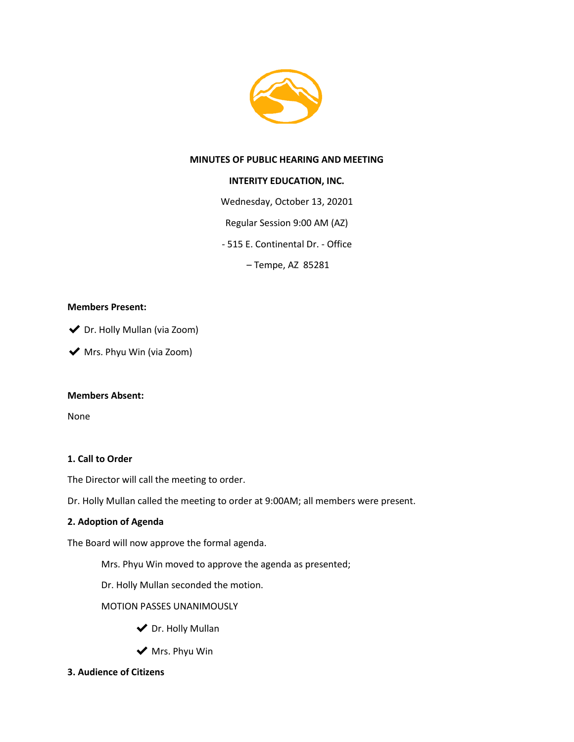**MINUTES OF PUBLIC HEARING AND MEETING**

**INTERITY EDUCATION, INC.**

Wednesday, October 13, 20201

Regular Session 9:00 AM (AZ)

- 515 E. Continental Dr. - Office

– Tempe, AZ 85281

**Members Present:**

✔ Dr. Holly Mullan (via Zoom)

✔ Mrs. Phyu Win (via Zoom)

**Members Absent:**

None

**1. Call to Order**

The Director will call the meeting to order.

Dr. Holly Mullan called the meeting to order at 9:00AM; all members were present.

**2. Adoption of Agenda**

The Board will now approve the formal agenda.

> Mrs. Phyu Win moved to approve the agenda as presented;
>
> Dr. Holly Mullan seconded the motion.
>
> MOTION PASSES UNANIMOUSLY
>
> ✔ Dr. Holly Mullan
>
> ✔ Mrs. Phyu Win

**3. Audience of Citizens**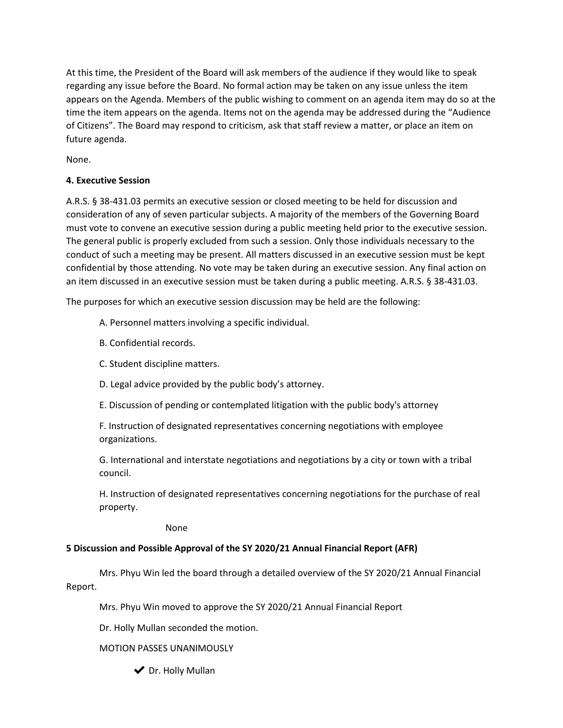At this time, the President of the Board will ask members of the audience if they would like to speak regarding any issue before the Board. No formal action may be taken on any issue unless the item appears on the Agenda. Members of the public wishing to comment on an agenda item may do so at the time the item appears on the agenda. Items not on the agenda may be addressed during the "Audience of Citizens". The Board may respond to criticism, ask that staff review a matter, or place an item on future agenda.

None.

**4. Executive Session**

A.R.S. § 38-431.03 permits an executive session or closed meeting to be held for discussion and consideration of any of seven particular subjects. A majority of the members of the Governing Board must vote to convene an executive session during a public meeting held prior to the executive session. The general public is properly excluded from such a session. Only those individuals necessary to the conduct of such a meeting may be present. All matters discussed in an executive session must be kept confidential by those attending. No vote may be taken during an executive session. Any final action on an item discussed in an executive session must be taken during a public meeting. A.R.S. § 38-431.03.

The purposes for which an executive session discussion may be held are the following:

A. Personnel matters involving a specific individual.

B. Confidential records.

C. Student discipline matters.

D. Legal advice provided by the public body's attorney.

E. Discussion of pending or contemplated litigation with the public body's attorney

F. Instruction of designated representatives concerning negotiations with employee organizations.

G. International and interstate negotiations and negotiations by a city or town with a tribal council.

H. Instruction of designated representatives concerning negotiations for the purchase of real property.

None

**5 Discussion and Possible Approval of the SY 2020/21 Annual Financial Report (AFR)**

Mrs. Phyu Win led the board through a detailed overview of the SY 2020/21 Annual Financial Report.

Mrs. Phyu Win moved to approve the SY 2020/21 Annual Financial Report

Dr. Holly Mullan seconded the motion.

MOTION PASSES UNANIMOUSLY

✔ Dr. Holly Mullan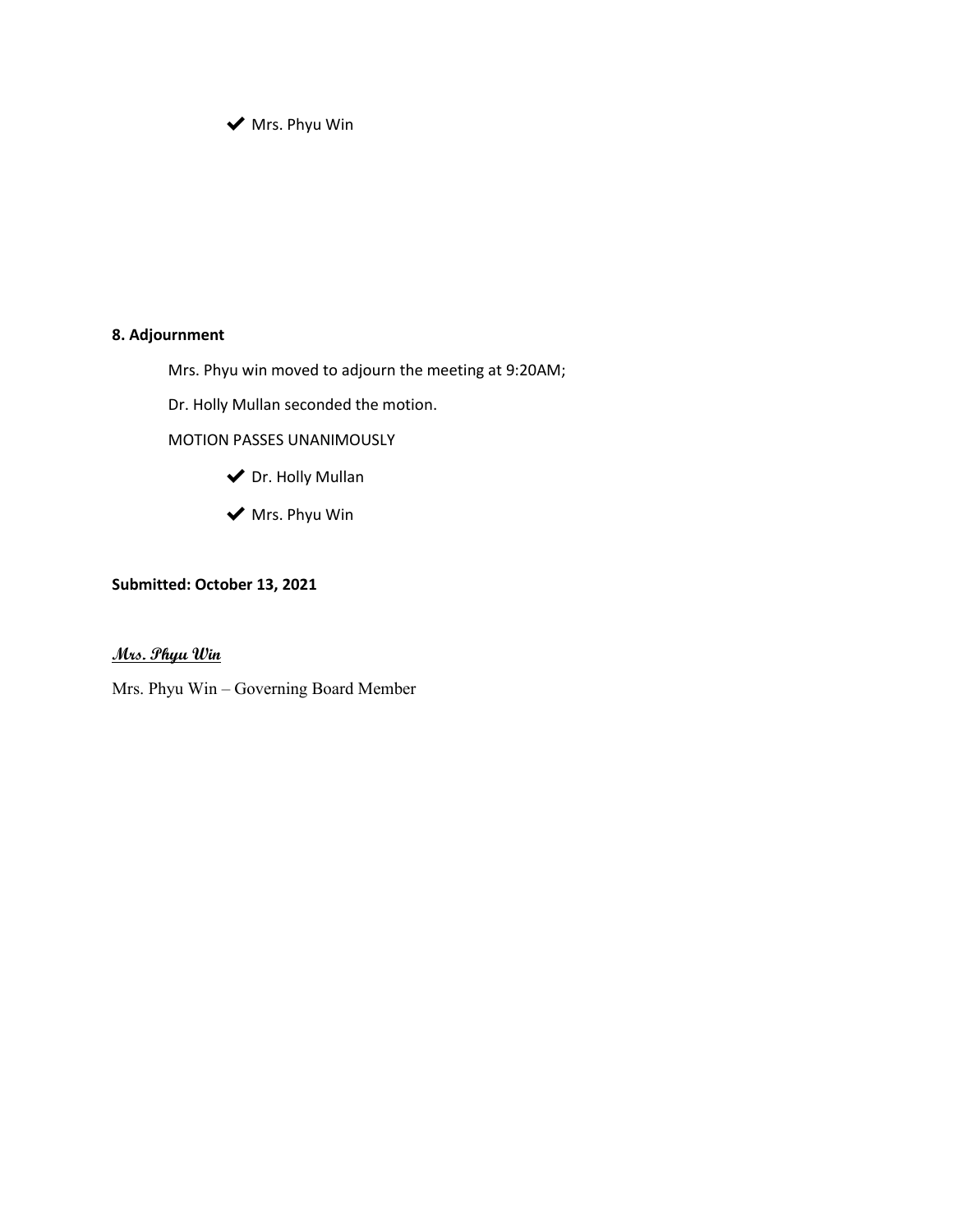- ✔ Mrs. Phyu Win

**8. Adjournment**

Mrs. Phyu win moved to adjourn the meeting at 9:20AM;

Dr. Holly Mullan seconded the motion.

MOTION PASSES UNANIMOUSLY

- ✔ Dr. Holly Mullan
- ✔ Mrs. Phyu Win

**Submitted: October 13, 2021**

***Mrs. Phyu Win***

Mrs. Phyu Win – Governing Board Member